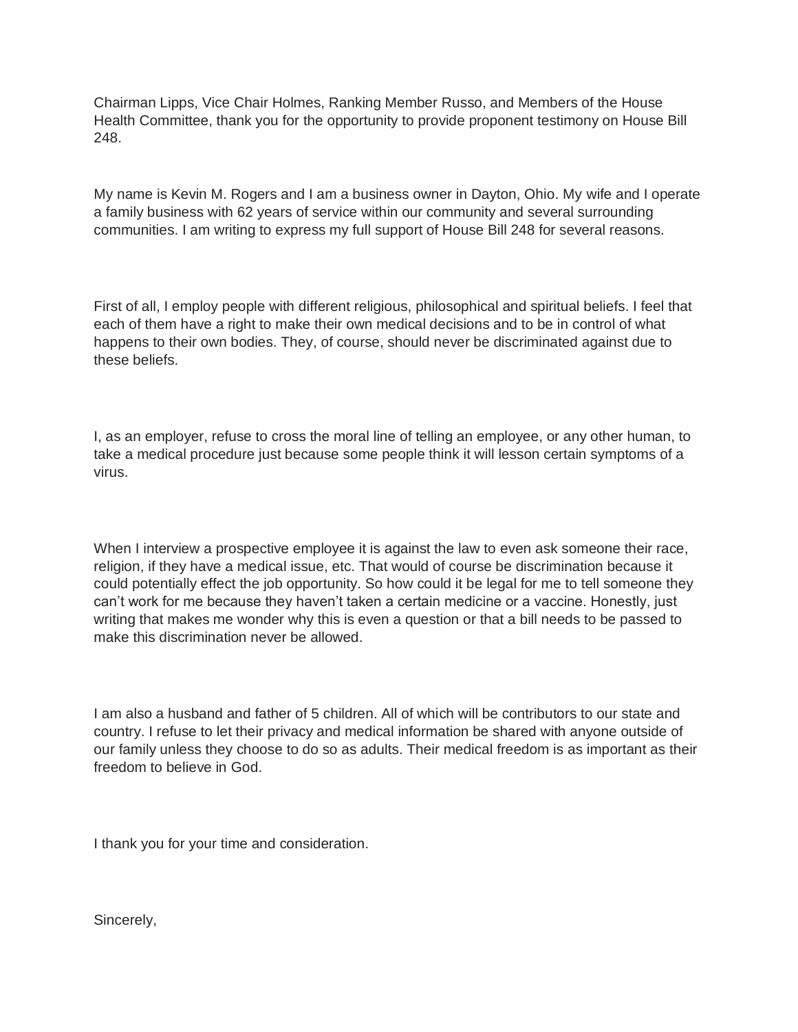Chairman Lipps, Vice Chair Holmes, Ranking Member Russo, and Members of the House Health Committee, thank you for the opportunity to provide proponent testimony on House Bill 248.

My name is Kevin M. Rogers and I am a business owner in Dayton, Ohio. My wife and I operate a family business with 62 years of service within our community and several surrounding communities. I am writing to express my full support of House Bill 248 for several reasons.

First of all, I employ people with different religious, philosophical and spiritual beliefs. I feel that each of them have a right to make their own medical decisions and to be in control of what happens to their own bodies. They, of course, should never be discriminated against due to these beliefs.

I, as an employer, refuse to cross the moral line of telling an employee, or any other human, to take a medical procedure just because some people think it will lesson certain symptoms of a virus.

When I interview a prospective employee it is against the law to even ask someone their race, religion, if they have a medical issue, etc. That would of course be discrimination because it could potentially effect the job opportunity. So how could it be legal for me to tell someone they can't work for me because they haven't taken a certain medicine or a vaccine. Honestly, just writing that makes me wonder why this is even a question or that a bill needs to be passed to make this discrimination never be allowed.

I am also a husband and father of 5 children. All of which will be contributors to our state and country. I refuse to let their privacy and medical information be shared with anyone outside of our family unless they choose to do so as adults. Their medical freedom is as important as their freedom to believe in God.

I thank you for your time and consideration.

Sincerely,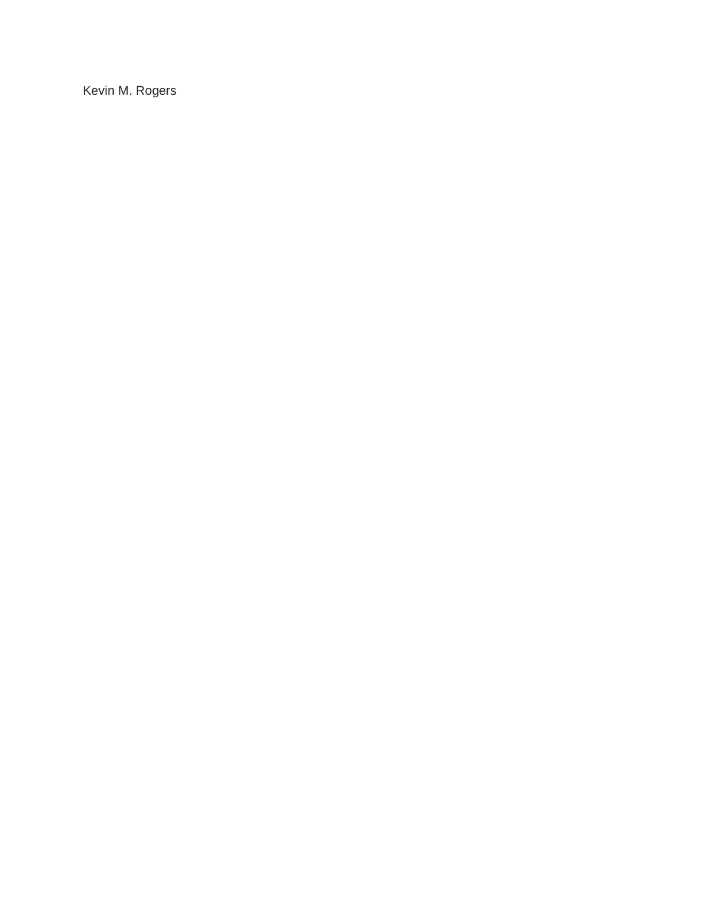Kevin M. Rogers